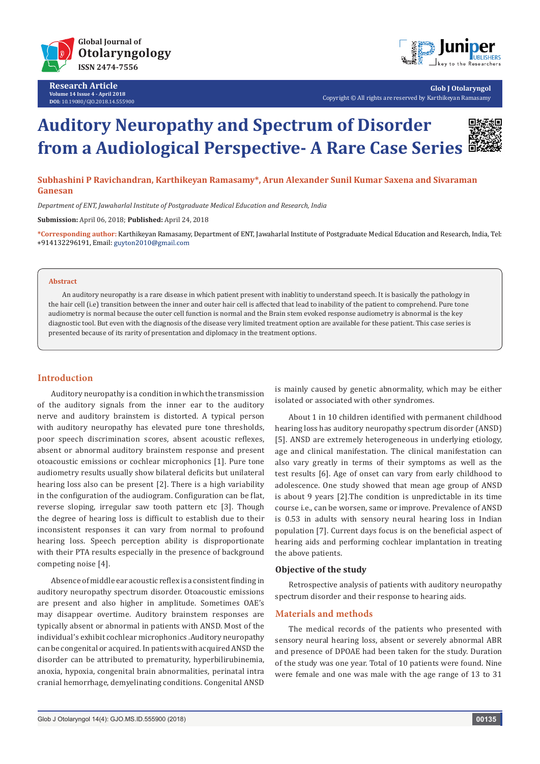Research Article

# Auditory Neuropathy and Spectrum of Disorder from a Audiological Perspective- A Rare Case Series

**Subhashini P Ravichandran, Karthikeyan Ramasamy*, Arun Alexander Sunil Kumar Saxena and Sivaraman Ganesan**

*Department of ENT, Jawaharlal Institute of Postgraduate Medical Education and Research, India*

**Submission:** April 06, 2018; **Published:** April 24, 2018

***Corresponding author:** Karthikeyan Ramasamy, Department of ENT, Jawaharlal Institute of Postgraduate Medical Education and Research, India, Tel: +914132296191, Email: guyton2010@gmail.com

## Abstract

An auditory neuropathy is a rare disease in which patient present with inablitiy to understand speech. It is basically the pathology in the hair cell (i.e) transition between the inner and outer hair cell is affected that lead to inability of the patient to comprehend. Pure tone audiometry is normal because the outer cell function is normal and the Brain stem evoked response audiometry is abnormal is the key diagnostic tool. But even with the diagnosis of the disease very limited treatment option are available for these patient. This case series is presented because of its rarity of presentation and diplomacy in the treatment options.

## Introduction

Auditory neuropathy is a condition in which the transmission of the auditory signals from the inner ear to the auditory nerve and auditory brainstem is distorted. A typical person with auditory neuropathy has elevated pure tone thresholds, poor speech discrimination scores, absent acoustic reflexes, absent or abnormal auditory brainstem response and present otoacoustic emissions or cochlear microphonics [1]. Pure tone audiometry results usually show bilateral deficits but unilateral hearing loss also can be present [2]. There is a high variability in the configuration of the audiogram. Configuration can be flat, reverse sloping, irregular saw tooth pattern etc [3]. Though the degree of hearing loss is difficult to establish due to their inconsistent responses it can vary from normal to profound hearing loss. Speech perception ability is disproportionate with their PTA results especially in the presence of background competing noise [4].

Absence of middle ear acoustic reflex is a consistent finding in auditory neuropathy spectrum disorder. Otoacoustic emissions are present and also higher in amplitude. Sometimes OAE's may disappear overtime. Auditory brainstem responses are typically absent or abnormal in patients with ANSD. Most of the individual's exhibit cochlear microphonics .Auditory neuropathy can be congenital or acquired. In patients with acquired ANSD the disorder can be attributed to prematurity, hyperbilirubinemia, anoxia, hypoxia, congenital brain abnormalities, perinatal intra cranial hemorrhage, demyelinating conditions. Congenital ANSD is mainly caused by genetic abnormality, which may be either isolated or associated with other syndromes.

About 1 in 10 children identified with permanent childhood hearing loss has auditory neuropathy spectrum disorder (ANSD) [5]. ANSD are extremely heterogeneous in underlying etiology, age and clinical manifestation. The clinical manifestation can also vary greatly in terms of their symptoms as well as the test results [6]. Age of onset can vary from early childhood to adolescence. One study showed that mean age group of ANSD is about 9 years [2].The condition is unpredictable in its time course i.e., can be worsen, same or improve. Prevalence of ANSD is 0.53 in adults with sensory neural hearing loss in Indian population [7]. Current days focus is on the beneficial aspect of hearing aids and performing cochlear implantation in treating the above patients.

### Objective of the study

Retrospective analysis of patients with auditory neuropathy spectrum disorder and their response to hearing aids.

## Materials and methods

The medical records of the patients who presented with sensory neural hearing loss, absent or severely abnormal ABR and presence of DPOAE had been taken for the study. Duration of the study was one year. Total of 10 patients were found. Nine were female and one was male with the age range of 13 to 31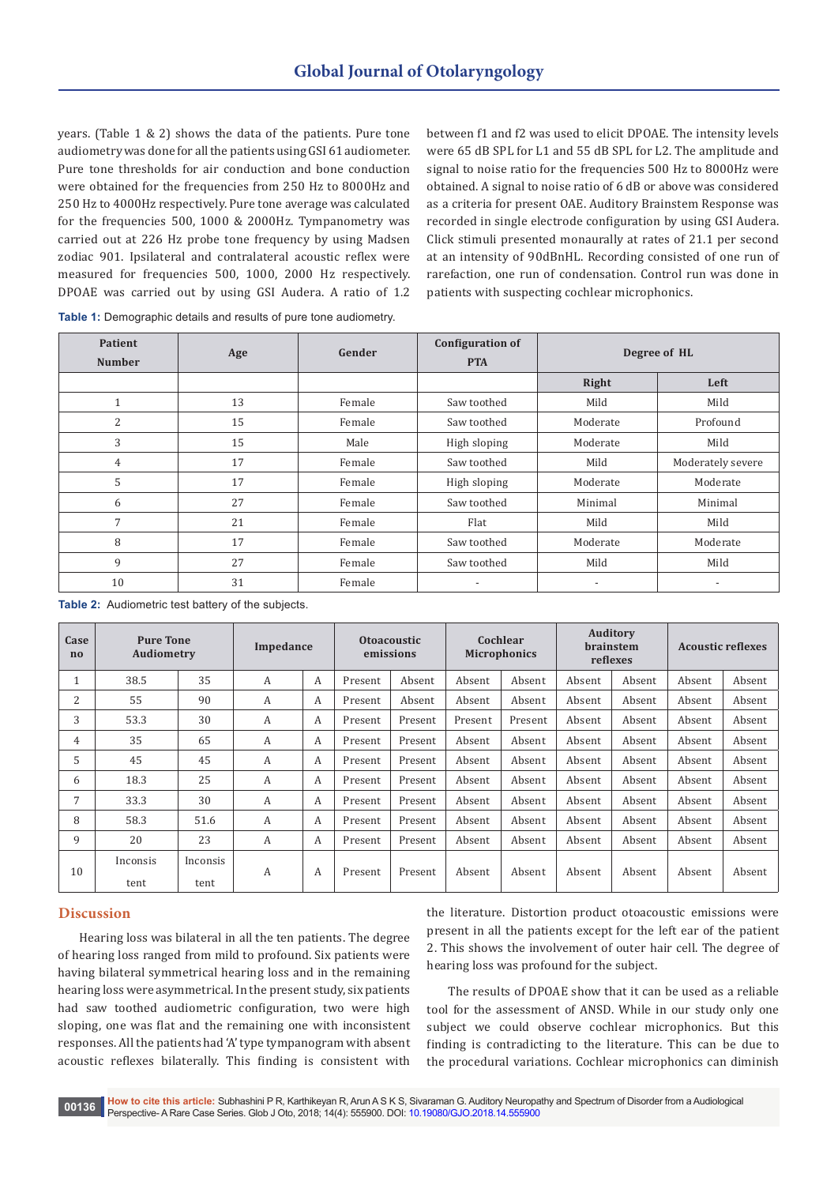years. (Table 1 & 2) shows the data of the patients. Pure tone audiometry was done for all the patients using GSI 61 audiometer. Pure tone thresholds for air conduction and bone conduction were obtained for the frequencies from 250 Hz to 8000Hz and 250 Hz to 4000Hz respectively. Pure tone average was calculated for the frequencies 500, 1000 & 2000Hz. Tympanometry was carried out at 226 Hz probe tone frequency by using Madsen zodiac 901. Ipsilateral and contralateral acoustic reflex were measured for frequencies 500, 1000, 2000 Hz respectively. DPOAE was carried out by using GSI Audera. A ratio of 1.2 between f1 and f2 was used to elicit DPOAE. The intensity levels were 65 dB SPL for L1 and 55 dB SPL for L2. The amplitude and signal to noise ratio for the frequencies 500 Hz to 8000Hz were obtained. A signal to noise ratio of 6 dB or above was considered as a criteria for present OAE. Auditory Brainstem Response was recorded in single electrode configuration by using GSI Audera. Click stimuli presented monaurally at rates of 21.1 per second at an intensity of 90dBnHL. Recording consisted of one run of rarefaction, one run of condensation. Control run was done in patients with suspecting cochlear microphonics.

**Table 1:** Demographic details and results of pure tone audiometry.

| Patient Number | Age | Gender | Configuration of PTA | Degree of HL | |
|---|---|---|---|---|---|
| | | | | Right | Left |
| 1 | 13 | Female | Saw toothed | Mild | Mild |
| 2 | 15 | Female | Saw toothed | Moderate | Profound |
| 3 | 15 | Male | High sloping | Moderate | Mild |
| 4 | 17 | Female | Saw toothed | Mild | Moderately severe |
| 5 | 17 | Female | High sloping | Moderate | Moderate |
| 6 | 27 | Female | Saw toothed | Minimal | Minimal |
| 7 | 21 | Female | Flat | Mild | Mild |
| 8 | 17 | Female | Saw toothed | Moderate | Moderate |
| 9 | 27 | Female | Saw toothed | Mild | Mild |
| 10 | 31 | Female | - | - | - |

**Table 2:** Audiometric test battery of the subjects.

| Case no | Pure Tone Audiometry | | Impedance | | Otoacoustic emissions | | Cochlear Microphonics | | Auditory brainstem reflexes | | Acoustic reflexes | |
|---|---|---|---|---|---|---|---|---|---|---|---|---|
| 1 | 38.5 | 35 | A | A | Present | Absent | Absent | Absent | Absent | Absent | Absent | Absent |
| 2 | 55 | 90 | A | A | Present | Absent | Absent | Absent | Absent | Absent | Absent | Absent |
| 3 | 53.3 | 30 | A | A | Present | Present | Present | Present | Absent | Absent | Absent | Absent |
| 4 | 35 | 65 | A | A | Present | Present | Absent | Absent | Absent | Absent | Absent | Absent |
| 5 | 45 | 45 | A | A | Present | Present | Absent | Absent | Absent | Absent | Absent | Absent |
| 6 | 18.3 | 25 | A | A | Present | Present | Absent | Absent | Absent | Absent | Absent | Absent |
| 7 | 33.3 | 30 | A | A | Present | Present | Absent | Absent | Absent | Absent | Absent | Absent |
| 8 | 58.3 | 51.6 | A | A | Present | Present | Absent | Absent | Absent | Absent | Absent | Absent |
| 9 | 20 | 23 | A | A | Present | Present | Absent | Absent | Absent | Absent | Absent | Absent |
| 10 | Inconsistent | Inconsistent | A | A | Present | Present | Absent | Absent | Absent | Absent | Absent | Absent |

## Discussion

Hearing loss was bilateral in all the ten patients. The degree of hearing loss ranged from mild to profound. Six patients were having bilateral symmetrical hearing loss and in the remaining hearing loss were asymmetrical. In the present study, six patients had saw toothed audiometric configuration, two were high sloping, one was flat and the remaining one with inconsistent responses. All the patients had 'A' type tympanogram with absent acoustic reflexes bilaterally. This finding is consistent with the literature. Distortion product otoacoustic emissions were present in all the patients except for the left ear of the patient 2. This shows the involvement of outer hair cell. The degree of hearing loss was profound for the subject.

The results of DPOAE show that it can be used as a reliable tool for the assessment of ANSD. While in our study only one subject we could observe cochlear microphonics. But this finding is contradicting to the literature. This can be due to the procedural variations. Cochlear microphonics can diminish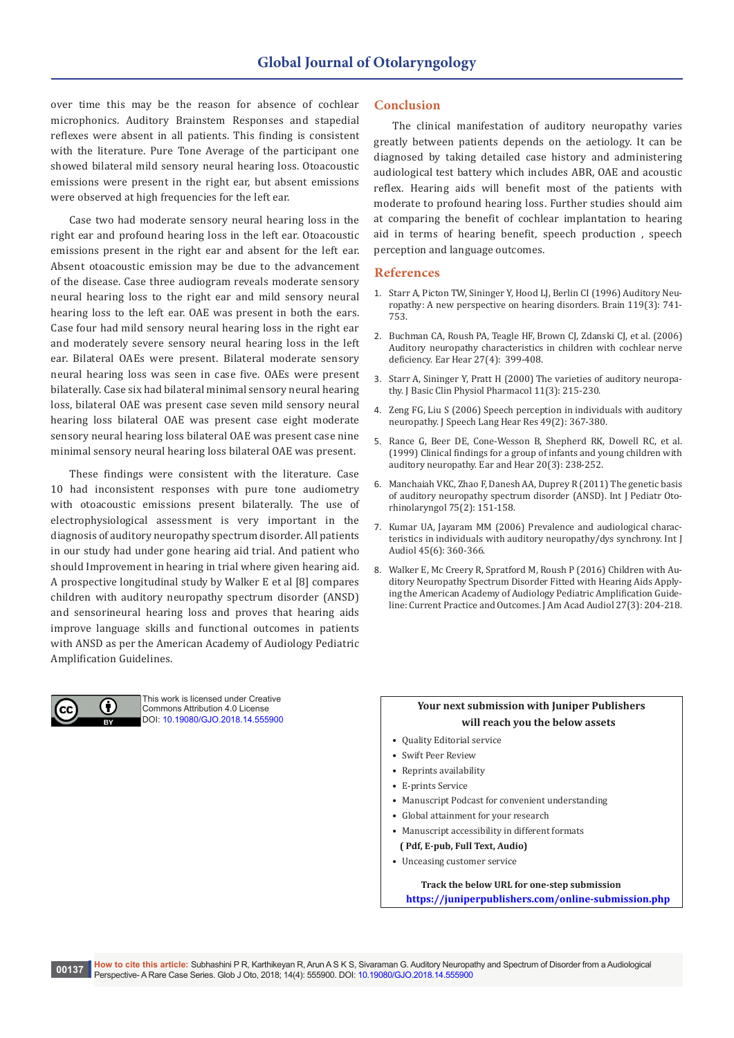over time this may be the reason for absence of cochlear microphonics. Auditory Brainstem Responses and stapedial reflexes were absent in all patients. This finding is consistent with the literature. Pure Tone Average of the participant one showed bilateral mild sensory neural hearing loss. Otoacoustic emissions were present in the right ear, but absent emissions were observed at high frequencies for the left ear.

Case two had moderate sensory neural hearing loss in the right ear and profound hearing loss in the left ear. Otoacoustic emissions present in the right ear and absent for the left ear. Absent otoacoustic emission may be due to the advancement of the disease. Case three audiogram reveals moderate sensory neural hearing loss to the right ear and mild sensory neural hearing loss to the left ear. OAE was present in both the ears. Case four had mild sensory neural hearing loss in the right ear and moderately severe sensory neural hearing loss in the left ear. Bilateral OAEs were present. Bilateral moderate sensory neural hearing loss was seen in case five. OAEs were present bilaterally. Case six had bilateral minimal sensory neural hearing loss, bilateral OAE was present case seven mild sensory neural hearing loss bilateral OAE was present case eight moderate sensory neural hearing loss bilateral OAE was present case nine minimal sensory neural hearing loss bilateral OAE was present.

These findings were consistent with the literature. Case 10 had inconsistent responses with pure tone audiometry with otoacoustic emissions present bilaterally. The use of electrophysiological assessment is very important in the diagnosis of auditory neuropathy spectrum disorder. All patients in our study had under gone hearing aid trial. And patient who should Improvement in hearing in trial where given hearing aid. A prospective longitudinal study by Walker E et al [8] compares children with auditory neuropathy spectrum disorder (ANSD) and sensorineural hearing loss and proves that hearing aids improve language skills and functional outcomes in patients with ANSD as per the American Academy of Audiology Pediatric Amplification Guidelines.

## Conclusion

The clinical manifestation of auditory neuropathy varies greatly between patients depends on the aetiology. It can be diagnosed by taking detailed case history and administering audiological test battery which includes ABR, OAE and acoustic reflex. Hearing aids will benefit most of the patients with moderate to profound hearing loss. Further studies should aim at comparing the benefit of cochlear implantation to hearing aid in terms of hearing benefit, speech production , speech perception and language outcomes.

## References

1. Starr A, Picton TW, Sininger Y, Hood LJ, Berlin CI (1996) Auditory Neuropathy: A new perspective on hearing disorders. Brain 119(3): 741-753.
2. Buchman CA, Roush PA, Teagle HF, Brown CJ, Zdanski CJ, et al. (2006) Auditory neuropathy characteristics in children with cochlear nerve deficiency. Ear Hear 27(4): 399-408.
3. Starr A, Sininger Y, Pratt H (2000) The varieties of auditory neuropathy. J Basic Clin Physiol Pharmacol 11(3): 215-230.
4. Zeng FG, Liu S (2006) Speech perception in individuals with auditory neuropathy. J Speech Lang Hear Res 49(2): 367-380.
5. Rance G, Beer DE, Cone-Wesson B, Shepherd RK, Dowell RC, et al. (1999) Clinical findings for a group of infants and young children with auditory neuropathy. Ear and Hear 20(3): 238-252.
6. Manchaiah VKC, Zhao F, Danesh AA, Duprey R (2011) The genetic basis of auditory neuropathy spectrum disorder (ANSD). Int J Pediatr Otorhinolaryngol 75(2): 151-158.
7. Kumar UA, Jayaram MM (2006) Prevalence and audiological characteristics in individuals with auditory neuropathy/dys synchrony. Int J Audiol 45(6): 360-366.
8. Walker E, Mc Creery R, Spratford M, Roush P (2016) Children with Auditory Neuropathy Spectrum Disorder Fitted with Hearing Aids Applying the American Academy of Audiology Pediatric Amplification Guideline: Current Practice and Outcomes. J Am Acad Audiol 27(3): 204-218.

This work is licensed under Creative Commons Attribution 4.0 License
DOI: 10.19080/GJO.2018.14.555900

**Your next submission with Juniper Publishers will reach you the below assets**

- Quality Editorial service
- Swift Peer Review
- Reprints availability
- E-prints Service
- Manuscript Podcast for convenient understanding
- Global attainment for your research
- Manuscript accessibility in different formats
  **( Pdf, E-pub, Full Text, Audio)**
- Unceasing customer service

**Track the below URL for one-step submission**
**https://juniperpublishers.com/online-submission.php**

**How to cite this article:** Subhashini P R, Karthikeyan R, Arun A S K S, Sivaraman G. Auditory Neuropathy and Spectrum of Disorder from a Audiological Perspective- A Rare Case Series. Glob J Oto, 2018; 14(4): 555900. DOI: 10.19080/GJO.2018.14.555900